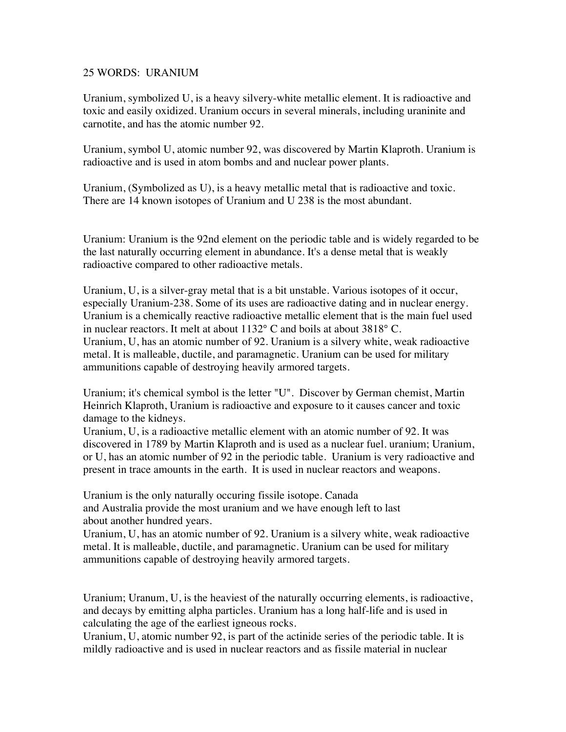25 WORDS: URANIUM

Uranium, symbolized U, is a heavy silvery-white metallic element. It is radioactive and toxic and easily oxidized. Uranium occurs in several minerals, including uraninite and carnotite, and has the atomic number 92.

Uranium, symbol U, atomic number 92, was discovered by Martin Klaproth. Uranium is radioactive and is used in atom bombs and and nuclear power plants.

Uranium, (Symbolized as U), is a heavy metallic metal that is radioactive and toxic. There are 14 known isotopes of Uranium and U 238 is the most abundant.

Uranium: Uranium is the 92nd element on the periodic table and is widely regarded to be the last naturally occurring element in abundance. It's a dense metal that is weakly radioactive compared to other radioactive metals.

Uranium, U, is a silver-gray metal that is a bit unstable. Various isotopes of it occur, especially Uranium-238. Some of its uses are radioactive dating and in nuclear energy.
Uranium is a chemically reactive radioactive metallic element that is the main fuel used in nuclear reactors. It melt at about 1132° C and boils at about 3818° C.
Uranium, U, has an atomic number of 92. Uranium is a silvery white, weak radioactive metal. It is malleable, ductile, and paramagnetic. Uranium can be used for military ammunitions capable of destroying heavily armored targets.

Uranium; it's chemical symbol is the letter "U". Discover by German chemist, Martin Heinrich Klaproth, Uranium is radioactive and exposure to it causes cancer and toxic damage to the kidneys.
Uranium, U, is a radioactive metallic element with an atomic number of 92. It was discovered in 1789 by Martin Klaproth and is used as a nuclear fuel. uranium; Uranium, or U, has an atomic number of 92 in the periodic table. Uranium is very radioactive and present in trace amounts in the earth. It is used in nuclear reactors and weapons.

Uranium is the only naturally occuring fissile isotope. Canada
and Australia provide the most uranium and we have enough left to last
about another hundred years.
Uranium, U, has an atomic number of 92. Uranium is a silvery white, weak radioactive metal. It is malleable, ductile, and paramagnetic. Uranium can be used for military ammunitions capable of destroying heavily armored targets.

Uranium; Uranum, U, is the heaviest of the naturally occurring elements, is radioactive, and decays by emitting alpha particles. Uranium has a long half-life and is used in calculating the age of the earliest igneous rocks.
Uranium, U, atomic number 92, is part of the actinide series of the periodic table. It is mildly radioactive and is used in nuclear reactors and as fissile material in nuclear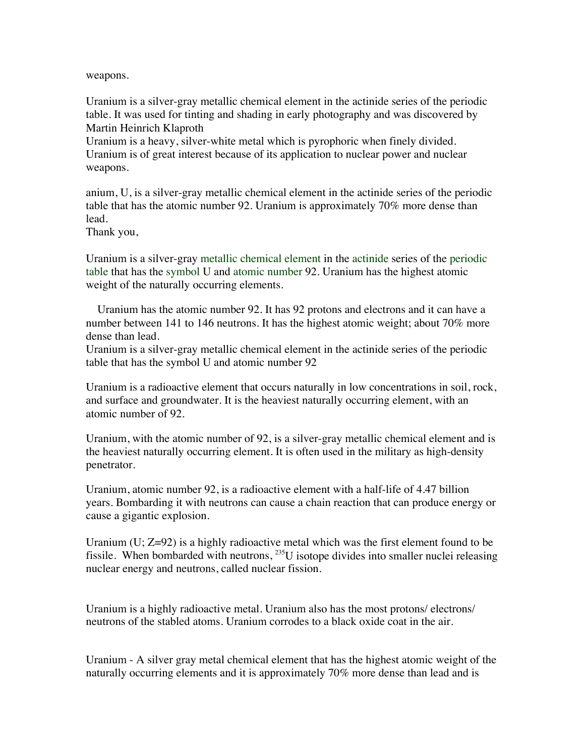weapons.

Uranium is a silver-gray metallic chemical element in the actinide series of the periodic table. It was used for tinting and shading in early photography and was discovered by Martin Heinrich Klaproth
Uranium is a heavy, silver-white metal which is pyrophoric when finely divided. Uranium is of great interest because of its application to nuclear power and nuclear weapons.

anium, U, is a silver-gray metallic chemical element in the actinide series of the periodic table that has the atomic number 92. Uranium is approximately 70% more dense than lead.
Thank you,

Uranium is a silver-gray metallic chemical element in the actinide series of the periodic table that has the symbol U and atomic number 92. Uranium has the highest atomic weight of the naturally occurring elements.

Uranium has the atomic number 92. It has 92 protons and electrons and it can have a number between 141 to 146 neutrons. It has the highest atomic weight; about 70% more dense than lead.
Uranium is a silver-gray metallic chemical element in the actinide series of the periodic table that has the symbol U and atomic number 92

Uranium is a radioactive element that occurs naturally in low concentrations in soil, rock, and surface and groundwater. It is the heaviest naturally occurring element, with an atomic number of 92.

Uranium, with the atomic number of 92, is a silver-gray metallic chemical element and is the heaviest naturally occurring element. It is often used in the military as high-density penetrator.

Uranium, atomic number 92, is a radioactive element with a half-life of 4.47 billion years. Bombarding it with neutrons can cause a chain reaction that can produce energy or cause a gigantic explosion.

Uranium (U; Z=92) is a highly radioactive metal which was the first element found to be fissile. When bombarded with neutrons, $^{235}U$ isotope divides into smaller nuclei releasing nuclear energy and neutrons, called nuclear fission.

Uranium is a highly radioactive metal. Uranium also has the most protons/ electrons/ neutrons of the stabled atoms. Uranium corrodes to a black oxide coat in the air.

Uranium - A silver gray metal chemical element that has the highest atomic weight of the naturally occurring elements and it is approximately 70% more dense than lead and is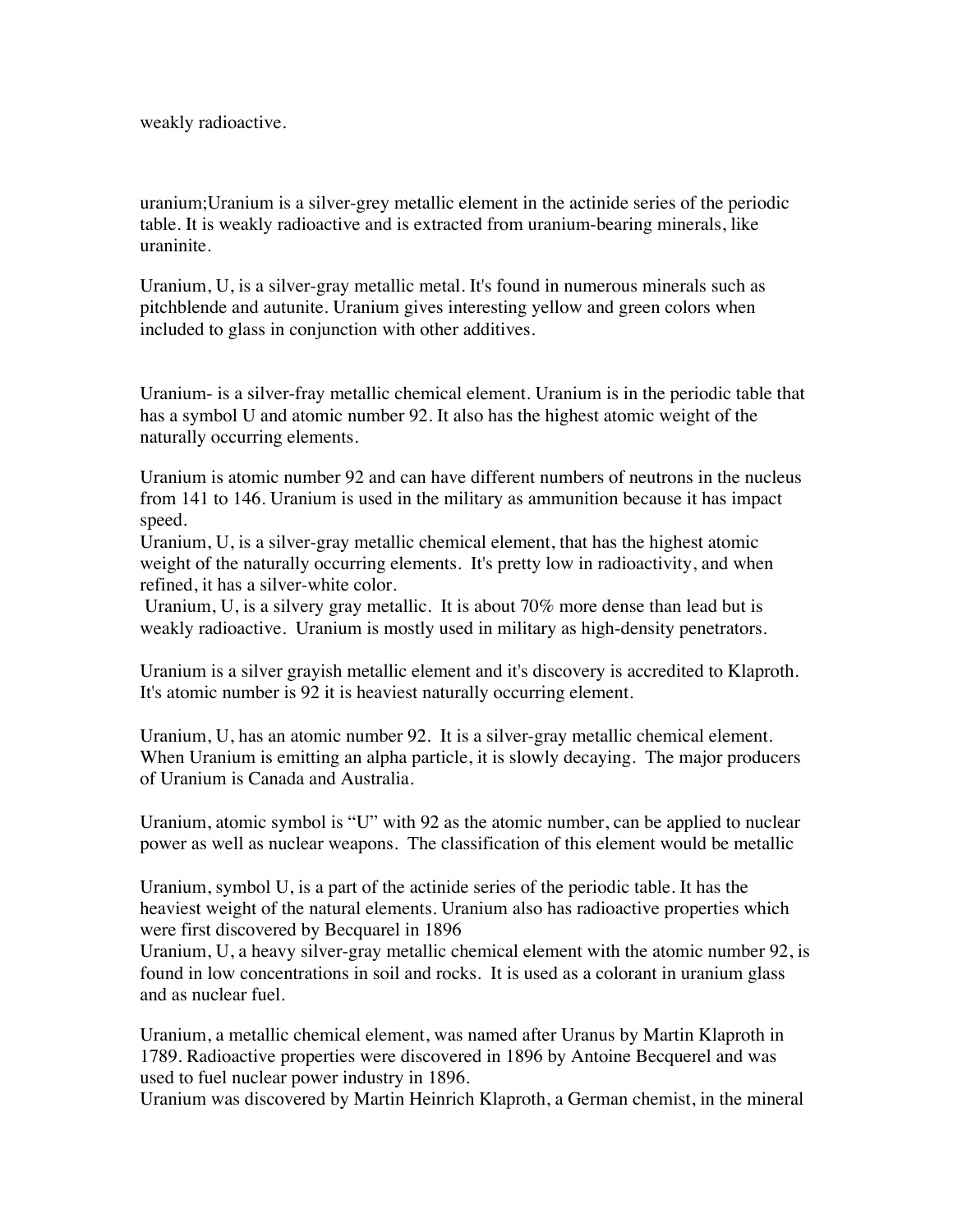weakly radioactive.

uranium;Uranium is a silver-grey metallic element in the actinide series of the periodic table. It is weakly radioactive and is extracted from uranium-bearing minerals, like uraninite.

Uranium, U, is a silver-gray metallic metal. It's found in numerous minerals such as pitchblende and autunite. Uranium gives interesting yellow and green colors when included to glass in conjunction with other additives.

Uranium- is a silver-fray metallic chemical element. Uranium is in the periodic table that has a symbol U and atomic number 92. It also has the highest atomic weight of the naturally occurring elements.

Uranium is atomic number 92 and can have different numbers of neutrons in the nucleus from 141 to 146. Uranium is used in the military as ammunition because it has impact speed.

Uranium, U, is a silver-gray metallic chemical element, that has the highest atomic weight of the naturally occurring elements. It's pretty low in radioactivity, and when refined, it has a silver-white color.

Uranium, U, is a silvery gray metallic. It is about 70% more dense than lead but is weakly radioactive. Uranium is mostly used in military as high-density penetrators.

Uranium is a silver grayish metallic element and it's discovery is accredited to Klaproth. It's atomic number is 92 it is heaviest naturally occurring element.

Uranium, U, has an atomic number 92. It is a silver-gray metallic chemical element. When Uranium is emitting an alpha particle, it is slowly decaying. The major producers of Uranium is Canada and Australia.

Uranium, atomic symbol is "U" with 92 as the atomic number, can be applied to nuclear power as well as nuclear weapons. The classification of this element would be metallic

Uranium, symbol U, is a part of the actinide series of the periodic table. It has the heaviest weight of the natural elements. Uranium also has radioactive properties which were first discovered by Becquarel in 1896

Uranium, U, a heavy silver-gray metallic chemical element with the atomic number 92, is found in low concentrations in soil and rocks. It is used as a colorant in uranium glass and as nuclear fuel.

Uranium, a metallic chemical element, was named after Uranus by Martin Klaproth in 1789. Radioactive properties were discovered in 1896 by Antoine Becquerel and was used to fuel nuclear power industry in 1896.

Uranium was discovered by Martin Heinrich Klaproth, a German chemist, in the mineral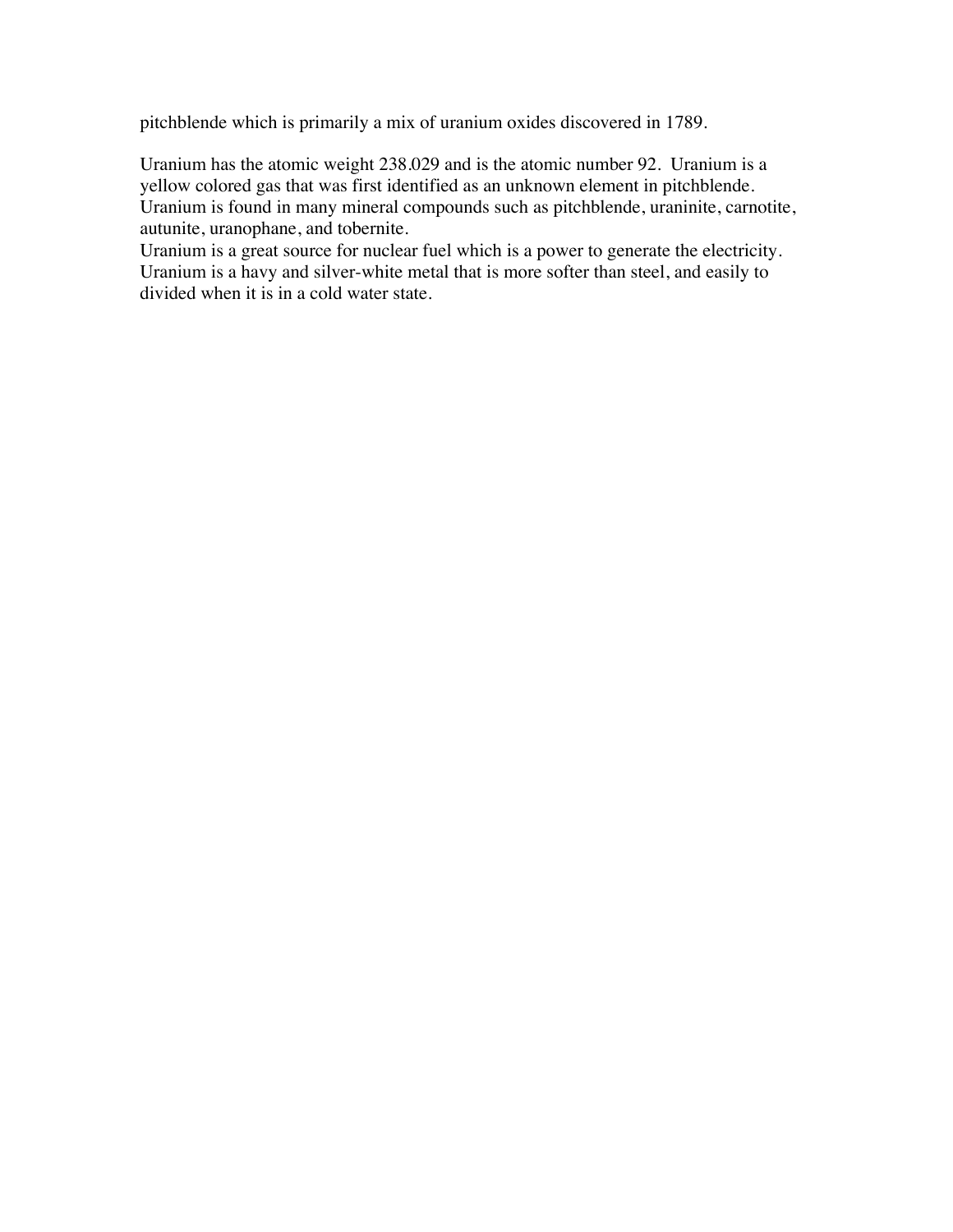pitchblende which is primarily a mix of uranium oxides discovered in 1789.

Uranium has the atomic weight 238.029 and is the atomic number 92. Uranium is a yellow colored gas that was first identified as an unknown element in pitchblende. Uranium is found in many mineral compounds such as pitchblende, uraninite, carnotite, autunite, uranophane, and tobernite.
Uranium is a great source for nuclear fuel which is a power to generate the electricity. Uranium is a havy and silver-white metal that is more softer than steel, and easily to divided when it is in a cold water state.